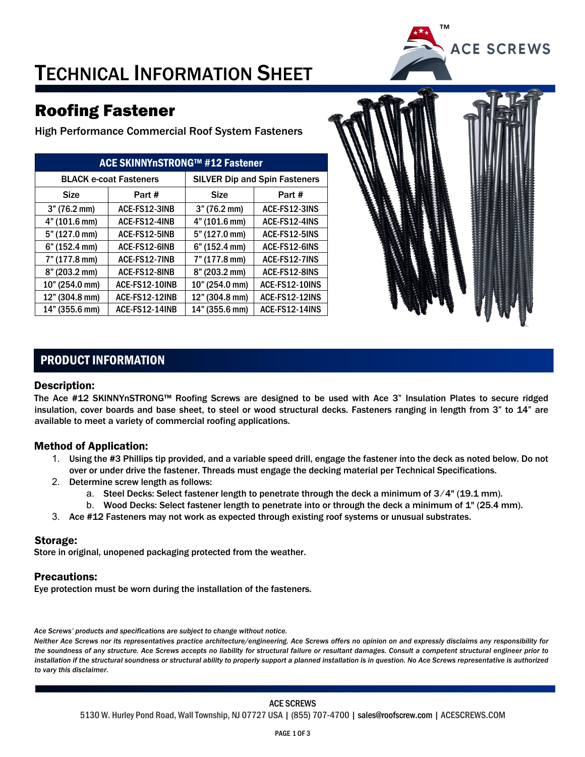# TECHNICAL INFORMATION SHEET

## Roofing Fastener

High Performance Commercial Roof System Fasteners

| ACE SKINNYnSTRONG™ #12 Fastener | | | |
|---|---|---|---|
| BLACK e-coat Fasteners | | SILVER Dip and Spin Fasteners | |
| Size | Part # | Size | Part # |
| 3" (76.2 mm) | ACE-FS12-3INB | 3" (76.2 mm) | ACE-FS12-3INS |
| 4" (101.6 mm) | ACE-FS12-4INB | 4" (101.6 mm) | ACE-FS12-4INS |
| 5" (127.0 mm) | ACE-FS12-5INB | 5" (127.0 mm) | ACE-FS12-5INS |
| 6" (152.4 mm) | ACE-FS12-6INB | 6" (152.4 mm) | ACE-FS12-6INS |
| 7" (177.8 mm) | ACE-FS12-7INB | 7" (177.8 mm) | ACE-FS12-7INS |
| 8" (203.2 mm) | ACE-FS12-8INB | 8" (203.2 mm) | ACE-FS12-8INS |
| 10" (254.0 mm) | ACE-FS12-10INB | 10" (254.0 mm) | ACE-FS12-10INS |
| 12" (304.8 mm) | ACE-FS12-12INB | 12" (304.8 mm) | ACE-FS12-12INS |
| 14" (355.6 mm) | ACE-FS12-14INB | 14" (355.6 mm) | ACE-FS12-14INS |

## PRODUCT INFORMATION

### Description:

The Ace #12 SKINNYnSTRONG™ Roofing Screws are designed to be used with Ace 3" Insulation Plates to secure ridged insulation, cover boards and base sheet, to steel or wood structural decks. Fasteners ranging in length from 3" to 14" are available to meet a variety of commercial roofing applications.

### Method of Application:

1. Using the #3 Phillips tip provided, and a variable speed drill, engage the fastener into the deck as noted below. Do not over or under drive the fastener. Threads must engage the decking material per Technical Specifications.
2. Determine screw length as follows:
   a. Steel Decks: Select fastener length to penetrate through the deck a minimum of 3⁄4" (19.1 mm).
   b. Wood Decks: Select fastener length to penetrate into or through the deck a minimum of 1" (25.4 mm).
3. Ace #12 Fasteners may not work as expected through existing roof systems or unusual substrates.

### Storage:

Store in original, unopened packaging protected from the weather.

### Precautions:

Eye protection must be worn during the installation of the fasteners.

*Ace Screws' products and specifications are subject to change without notice.*

*Neither Ace Screws nor its representatives practice architecture/engineering. Ace Screws offers no opinion on and expressly disclaims any responsibility for the soundness of any structure. Ace Screws accepts no liability for structural failure or resultant damages. Consult a competent structural engineer prior to installation if the structural soundness or structural ability to properly support a planned installation is in question. No Ace Screws representative is authorized to vary this disclaimer.*

ACE SCREWS
5130 W. Hurley Pond Road, Wall Township, NJ 07727 USA | (855) 707-4700 | sales@roofscrew.com | ACESCREWS.COM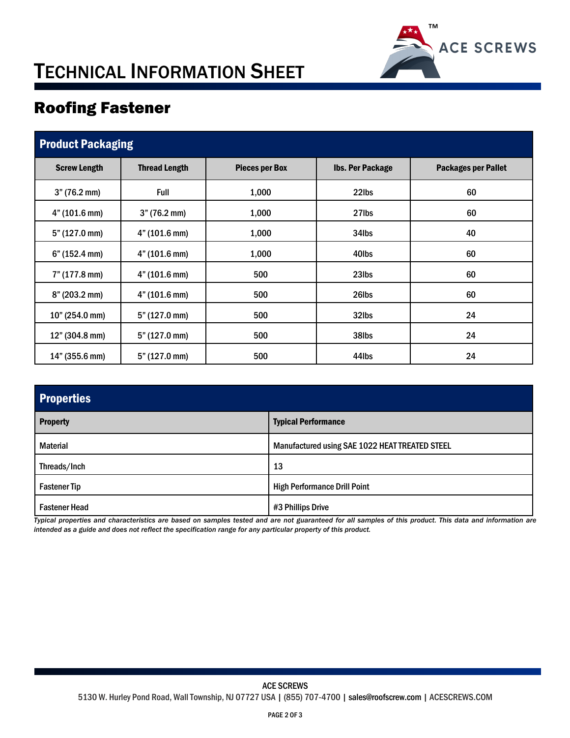# TECHNICAL INFORMATION SHEET

## Roofing Fastener

| Product Packaging | | | | |
|---|---|---|---|---|
| **Screw Length** | **Thread Length** | **Pieces per Box** | **lbs. Per Package** | **Packages per Pallet** |
| 3" (76.2 mm) | Full | 1,000 | 22lbs | 60 |
| 4" (101.6 mm) | 3" (76.2 mm) | 1,000 | 27lbs | 60 |
| 5" (127.0 mm) | 4" (101.6 mm) | 1,000 | 34lbs | 40 |
| 6" (152.4 mm) | 4" (101.6 mm) | 1,000 | 40lbs | 60 |
| 7" (177.8 mm) | 4" (101.6 mm) | 500 | 23lbs | 60 |
| 8" (203.2 mm) | 4" (101.6 mm) | 500 | 26lbs | 60 |
| 10" (254.0 mm) | 5" (127.0 mm) | 500 | 32lbs | 24 |
| 12" (304.8 mm) | 5" (127.0 mm) | 500 | 38lbs | 24 |
| 14" (355.6 mm) | 5" (127.0 mm) | 500 | 44lbs | 24 |

| Properties | |
|---|---|
| **Property** | **Typical Performance** |
| Material | Manufactured using SAE 1022 HEAT TREATED STEEL |
| Threads/Inch | 13 |
| Fastener Tip | High Performance Drill Point |
| Fastener Head | #3 Phillips Drive |

*Typical properties and characteristics are based on samples tested and are not guaranteed for all samples of this product. This data and information are intended as a guide and does not reflect the specification range for any particular property of this product.*

ACE SCREWS
5130 W. Hurley Pond Road, Wall Township, NJ 07727 USA | (855) 707-4700 | sales@roofscrew.com | ACESCREWS.COM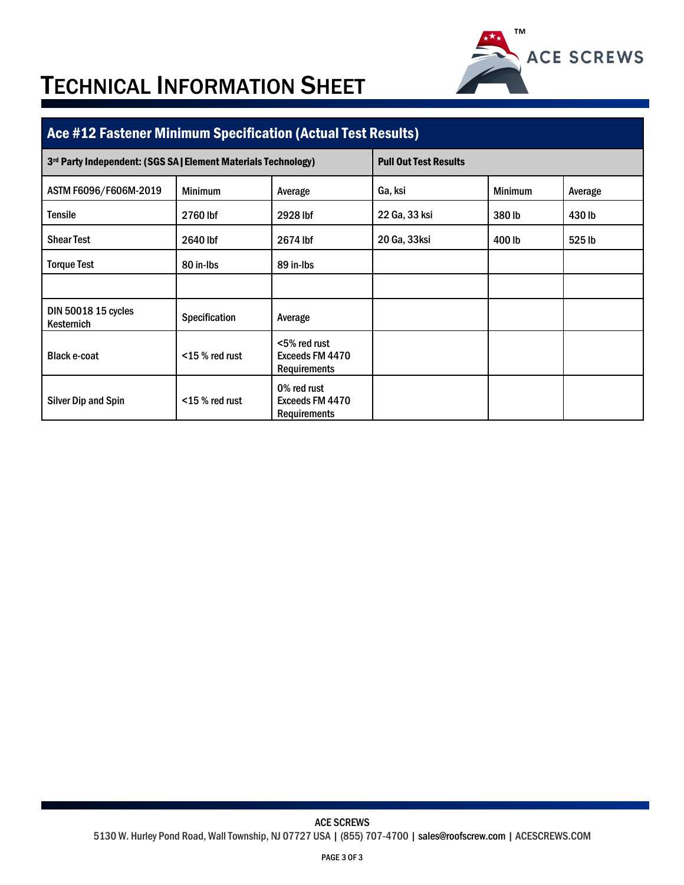# TECHNICAL INFORMATION SHEET

| Ace #12 Fastener Minimum Specification (Actual Test Results) | | | | | |
|---|---|---|---|---|---|
| 3rd Party Independent: (SGS SA \| Element Materials Technology) | | | Pull Out Test Results | | |
| ASTM F6096/F606M-2019 | Minimum | Average | Ga, ksi | Minimum | Average |
| Tensile | 2760 lbf | 2928 lbf | 22 Ga, 33 ksi | 380 lb | 430 lb |
| Shear Test | 2640 lbf | 2674 lbf | 20 Ga, 33ksi | 400 lb | 525 lb |
| Torque Test | 80 in-lbs | 89 in-lbs | | | |
| | | | | | |
| DIN 50018 15 cycles Kesternich | Specification | Average | | | |
| Black e-coat | <15 % red rust | <5% red rust Exceeds FM 4470 Requirements | | | |
| Silver Dip and Spin | <15 % red rust | 0% red rust Exceeds FM 4470 Requirements | | | |

ACE SCREWS

5130 W. Hurley Pond Road, Wall Township, NJ 07727 USA | (855) 707-4700 | sales@roofscrew.com | ACESCREWS.COM